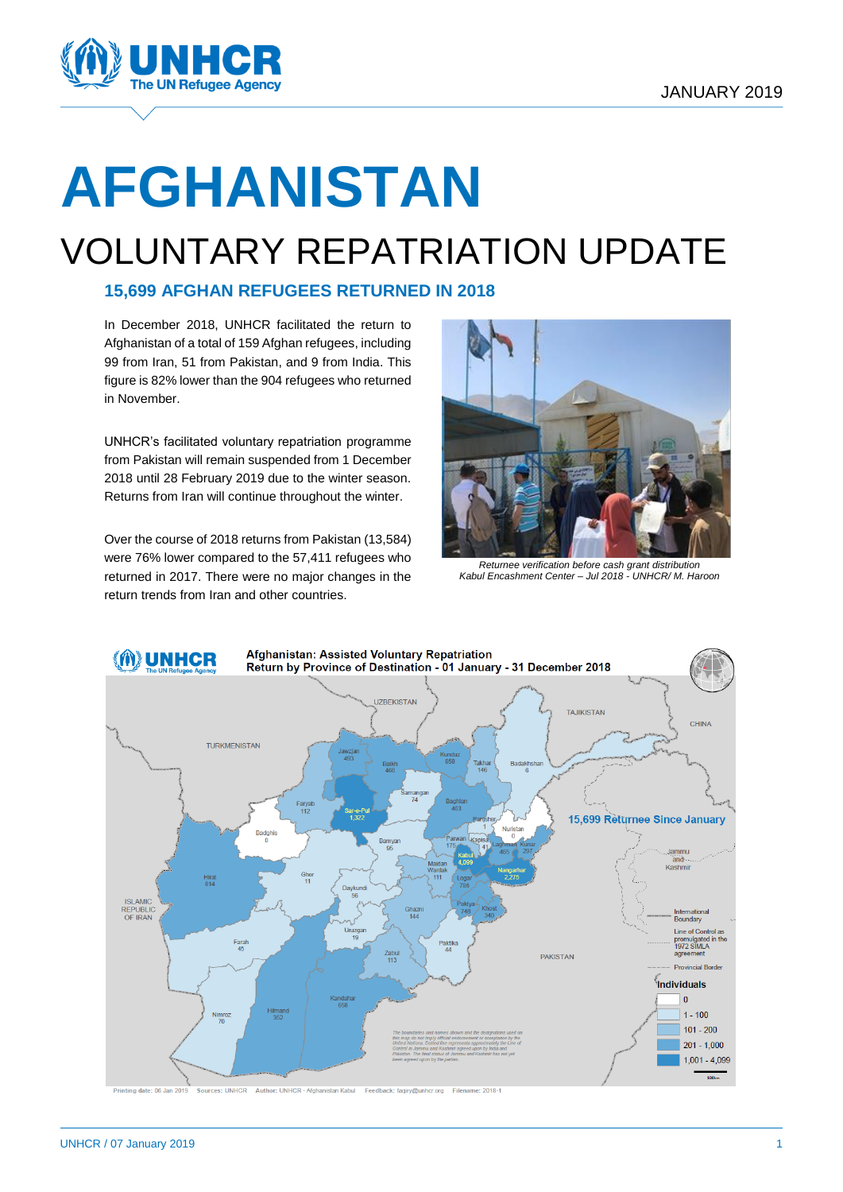JANUARY 2019

# AFGHANISTAN

# VOLUNTARY REPATRIATION UPDATE

### 15,699 AFGHAN REFUGEES RETURNED IN 2018

In December 2018, UNHCR facilitated the return to Afghanistan of a total of 159 Afghan refugees, including 99 from Iran, 51 from Pakistan, and 9 from India. This figure is 82% lower than the 904 refugees who returned in November.

UNHCR's facilitated voluntary repatriation programme from Pakistan will remain suspended from 1 December 2018 until 28 February 2019 due to the winter season. Returns from Iran will continue throughout the winter.

Over the course of 2018 returns from Pakistan (13,584) were 76% lower compared to the 57,411 refugees who returned in 2017. There were no major changes in the return trends from Iran and other countries.

*Returnee verification before cash grant distribution Kabul Encashment Center – Jul 2018 - UNHCR/ M. Haroon*

**Afghanistan: Assisted Voluntary Repatriation**
**Return by Province of Destination - 01 January - 31 December 2018**

15,699 Returnee Since January

| Province | Individuals |
|---|---|
| Jawzjan | 493 |
| Balkh | 466 |
| Kunduz | 658 |
| Takhar | 146 |
| Badakhshan | 6 |
| Faryab | 112 |
| Sar-e-Pul | 1,322 |
| Samangan | 74 |
| Baghlan | 463 |
| Panjsher | 1 |
| Nuristan | 0 |
| Badghis | 0 |
| Bamyan | 95 |
| Parwan | 175 |
| Kapisa | 41 |
| Laghman | 465 |
| Kunar | 297 |
| Kabul | 4,099 |
| Nangarhar | 2,275 |
| Maidan Wardak | 111 |
| Logar | 786 |
| Herat | 814 |
| Ghor | 11 |
| Daykundi | 56 |
| Ghazni | 144 |
| Paktya | 749 |
| Khost | 340 |
| Farah | 45 |
| Uruzgan | 19 |
| Paktika | 44 |
| Zabul | 113 |
| Kandahar | 658 |
| Hilmand | 352 |
| Nimroz | 70 |

Legend: International Boundary; Line of Control as promulgated in the 1972 SIMLA agreement; Provincial Border. Individuals: 0; 1 - 100; 101 - 200; 201 - 1,000; 1,001 - 4,099

The boundaries and names shown and the designations used on this map do not imply official endorsement or acceptance by the United Nations. Dotted line represents approximately the Line of Control in Jammu and Kashmir agreed upon by India and Pakistan. The final status of Jammu and Kashmir has not yet been agreed upon by the parties.

Printing date: 06 Jan 2019 Sources: UNHCR Author: UNHCR - Afghanistan Kabul Feedback: faqiry@unhcr.org Filename: 2018-1

UNHCR / 07 January 2019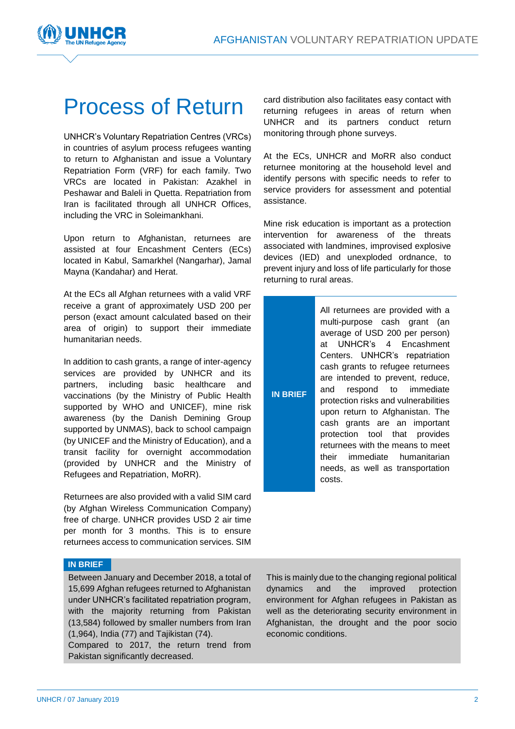# Process of Return

UNHCR's Voluntary Repatriation Centres (VRCs) in countries of asylum process refugees wanting to return to Afghanistan and issue a Voluntary Repatriation Form (VRF) for each family. Two VRCs are located in Pakistan: Azakhel in Peshawar and Baleli in Quetta. Repatriation from Iran is facilitated through all UNHCR Offices, including the VRC in Soleimankhani.

Upon return to Afghanistan, returnees are assisted at four Encashment Centers (ECs) located in Kabul, Samarkhel (Nangarhar), Jamal Mayna (Kandahar) and Herat.

At the ECs all Afghan returnees with a valid VRF receive a grant of approximately USD 200 per person (exact amount calculated based on their area of origin) to support their immediate humanitarian needs.

In addition to cash grants, a range of inter-agency services are provided by UNHCR and its partners, including basic healthcare and vaccinations (by the Ministry of Public Health supported by WHO and UNICEF), mine risk awareness (by the Danish Demining Group supported by UNMAS), back to school campaign (by UNICEF and the Ministry of Education), and a transit facility for overnight accommodation (provided by UNHCR and the Ministry of Refugees and Repatriation, MoRR).

Returnees are also provided with a valid SIM card (by Afghan Wireless Communication Company) free of charge. UNHCR provides USD 2 air time per month for 3 months. This is to ensure returnees access to communication services. SIM card distribution also facilitates easy contact with returning refugees in areas of return when UNHCR and its partners conduct return monitoring through phone surveys.

At the ECs, UNHCR and MoRR also conduct returnee monitoring at the household level and identify persons with specific needs to refer to service providers for assessment and potential assistance.

Mine risk education is important as a protection intervention for awareness of the threats associated with landmines, improvised explosive devices (IED) and unexploded ordnance, to prevent injury and loss of life particularly for those returning to rural areas.

**IN BRIEF**

All returnees are provided with a multi-purpose cash grant (an average of USD 200 per person) at UNHCR's 4 Encashment Centers. UNHCR's repatriation cash grants to refugee returnees are intended to prevent, reduce, and respond to immediate protection risks and vulnerabilities upon return to Afghanistan. The cash grants are an important protection tool that provides returnees with the means to meet their immediate humanitarian needs, as well as transportation costs.

**IN BRIEF**

Between January and December 2018, a total of 15,699 Afghan refugees returned to Afghanistan under UNHCR's facilitated repatriation program, with the majority returning from Pakistan (13,584) followed by smaller numbers from Iran (1,964), India (77) and Tajikistan (74).
Compared to 2017, the return trend from Pakistan significantly decreased.

This is mainly due to the changing regional political dynamics and the improved protection environment for Afghan refugees in Pakistan as well as the deteriorating security environment in Afghanistan, the drought and the poor socio economic conditions.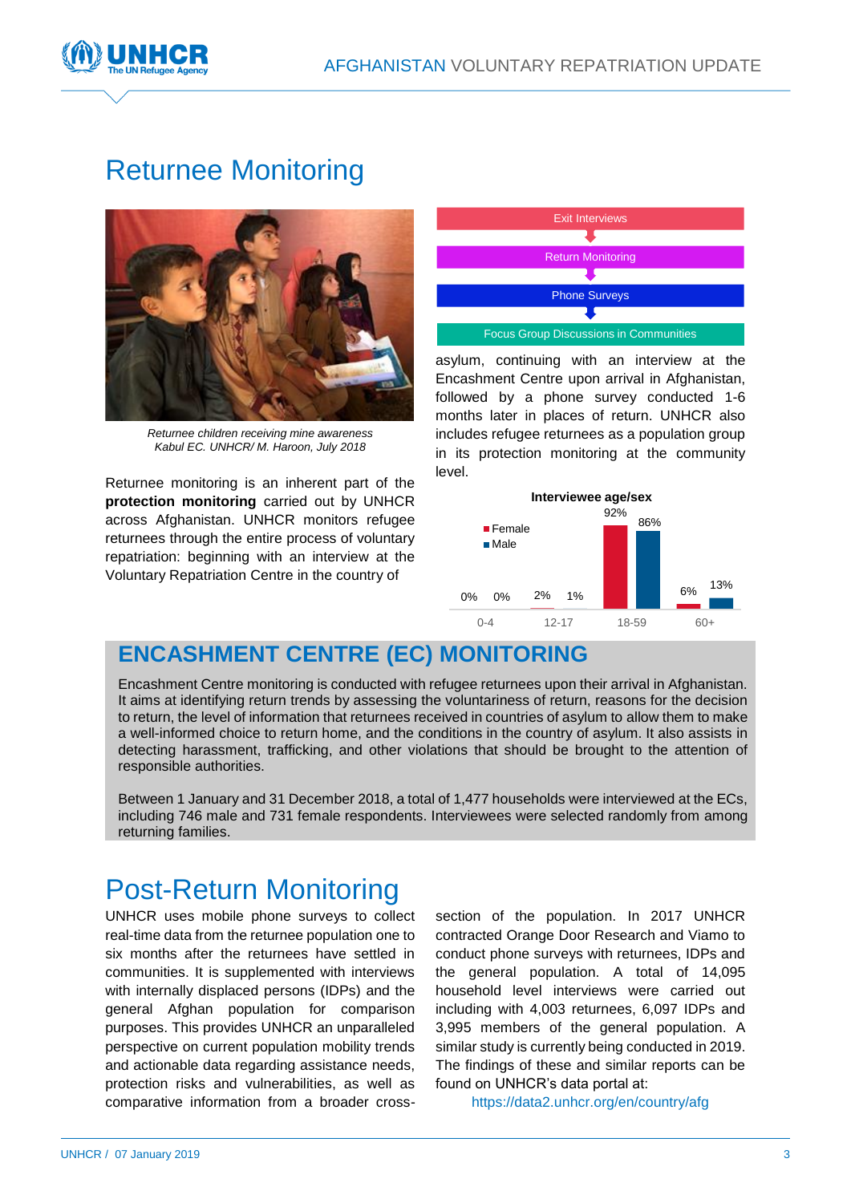# Returnee Monitoring

*Returnee children receiving mine awareness*
*Kabul EC. UNHCR/ M. Haroon, July 2018*

Returnee monitoring is an inherent part of the **protection monitoring** carried out by UNHCR across Afghanistan. UNHCR monitors refugee returnees through the entire process of voluntary repatriation: beginning with an interview at the Voluntary Repatriation Centre in the country of asylum, continuing with an interview at the Encashment Centre upon arrival in Afghanistan, followed by a phone survey conducted 1-6 months later in places of return. UNHCR also includes refugee returnees as a population group in its protection monitoring at the community level.

Exit Interviews → Return Monitoring → Phone Surveys → Focus Group Discussions in Communities

**Interviewee age/sex**

| Age | Female | Male |
|---|---|---|
| 0-4 | 0% | 0% |
| 12-17 | 2% | 1% |
| 18-59 | 92% | 86% |
| 60+ | 6% | 13% |

## ENCASHMENT CENTRE (EC) MONITORING

Encashment Centre monitoring is conducted with refugee returnees upon their arrival in Afghanistan. It aims at identifying return trends by assessing the voluntariness of return, reasons for the decision to return, the level of information that returnees received in countries of asylum to allow them to make a well-informed choice to return home, and the conditions in the country of asylum. It also assists in detecting harassment, trafficking, and other violations that should be brought to the attention of responsible authorities.

Between 1 January and 31 December 2018, a total of 1,477 households were interviewed at the ECs, including 746 male and 731 female respondents. Interviewees were selected randomly from among returning families.

# Post-Return Monitoring

UNHCR uses mobile phone surveys to collect real-time data from the returnee population one to six months after the returnees have settled in communities. It is supplemented with interviews with internally displaced persons (IDPs) and the general Afghan population for comparison purposes. This provides UNHCR an unparalleled perspective on current population mobility trends and actionable data regarding assistance needs, protection risks and vulnerabilities, as well as comparative information from a broader cross-section of the population. In 2017 UNHCR contracted Orange Door Research and Viamo to conduct phone surveys with returnees, IDPs and the general population. A total of 14,095 household level interviews were carried out including with 4,003 returnees, 6,097 IDPs and 3,995 members of the general population. A similar study is currently being conducted in 2019. The findings of these and similar reports can be found on UNHCR's data portal at:

https://data2.unhcr.org/en/country/afg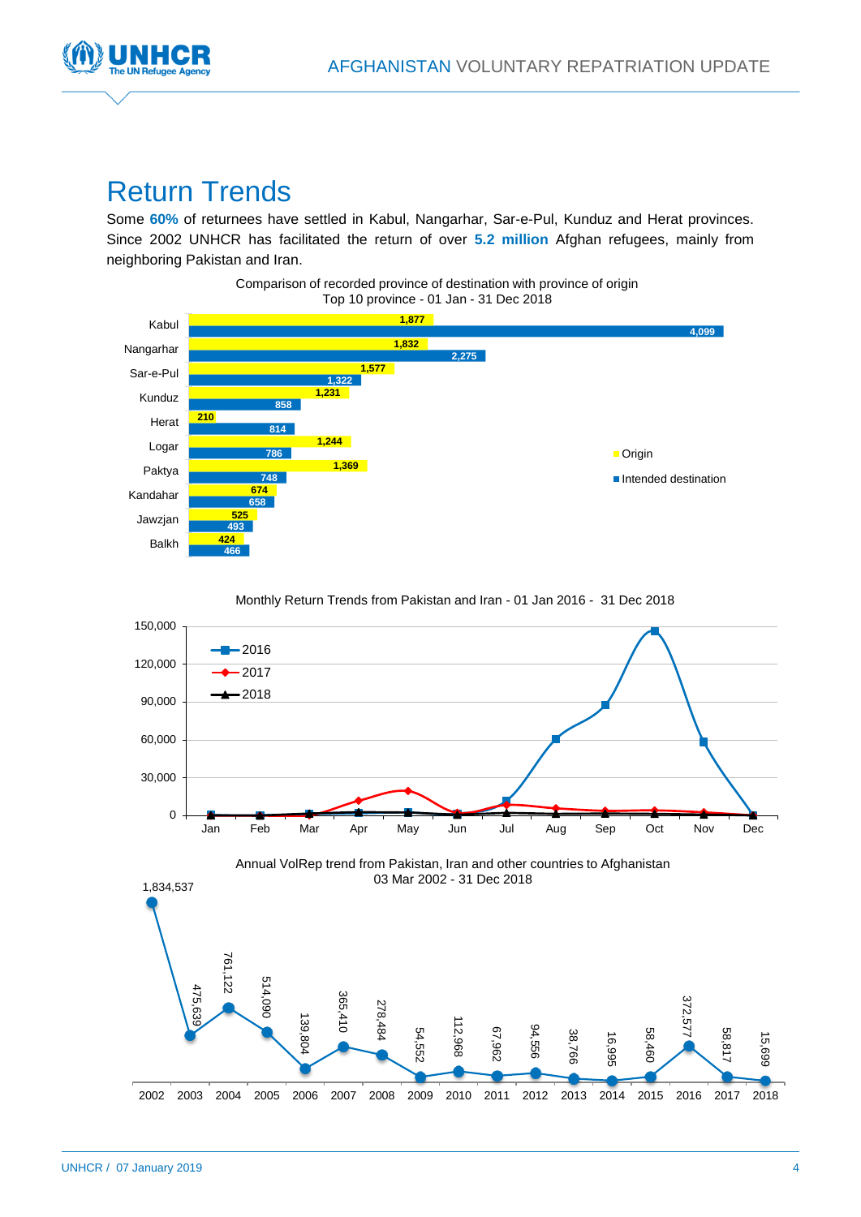## Return Trends

Some **60%** of returnees have settled in Kabul, Nangarhar, Sar-e-Pul, Kunduz and Herat provinces. Since 2002 UNHCR has facilitated the return of over **5.2 million** Afghan refugees, mainly from neighboring Pakistan and Iran.

Comparison of recorded province of destination with province of origin
Top 10 province - 01 Jan - 31 Dec 2018

| Province | Origin | Intended destination |
|---|---|---|
| Kabul | 1,877 | 4,099 |
| Nangarhar | 1,832 | 2,275 |
| Sar-e-Pul | 1,577 | 1,322 |
| Kunduz | 1,231 | 858 |
| Herat | 210 | 814 |
| Logar | 1,244 | 786 |
| Paktya | 1,369 | 748 |
| Kandahar | 674 | 658 |
| Jawzjan | 525 | 493 |
| Balkh | 424 | 466 |

Monthly Return Trends from Pakistan and Iran - 01 Jan 2016 - 31 Dec 2018

(Line chart: 2016, 2017, 2018; y-axis 0–150,000; months Jan–Dec)

Annual VolRep trend from Pakistan, Iran and other countries to Afghanistan
03 Mar 2002 - 31 Dec 2018

| Year | Returns |
|---|---|
| 2002 | 1,834,537 |
| 2003 | 475,639 |
| 2004 | 761,122 |
| 2005 | 514,090 |
| 2006 | 139,804 |
| 2007 | 365,410 |
| 2008 | 278,484 |
| 2009 | 54,552 |
| 2010 | 112,968 |
| 2011 | 67,962 |
| 2012 | 94,556 |
| 2013 | 38,766 |
| 2014 | 16,995 |
| 2015 | 58,460 |
| 2016 | 372,577 |
| 2017 | 58,817 |
| 2018 | 15,699 |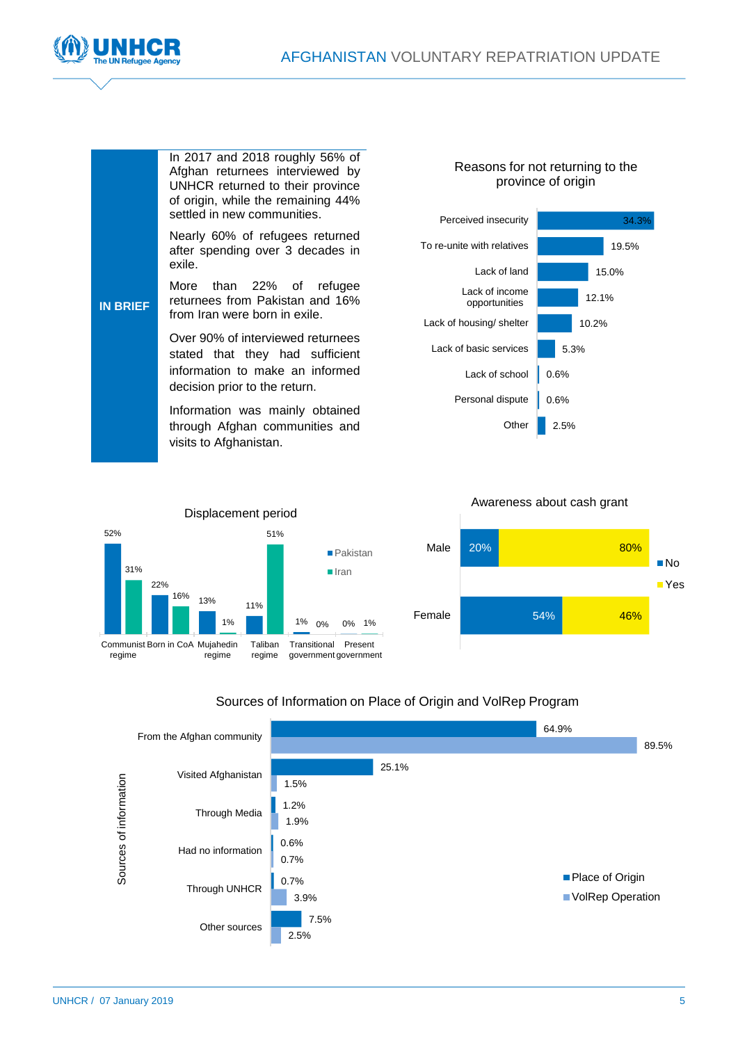## IN BRIEF

In 2017 and 2018 roughly 56% of Afghan returnees interviewed by UNHCR returned to their province of origin, while the remaining 44% settled in new communities.

Nearly 60% of refugees returned after spending over 3 decades in exile.

More than 22% of refugee returnees from Pakistan and 16% from Iran were born in exile.

Over 90% of interviewed returnees stated that they had sufficient information to make an informed decision prior to the return.

Information was mainly obtained through Afghan communities and visits to Afghanistan.

### Reasons for not returning to the province of origin

| Reason | % |
|---|---|
| Perceived insecurity | 34.3% |
| To re-unite with relatives | 19.5% |
| Lack of land | 15.0% |
| Lack of income opportunities | 12.1% |
| Lack of housing/ shelter | 10.2% |
| Lack of basic services | 5.3% |
| Lack of school | 0.6% |
| Personal dispute | 0.6% |
| Other | 2.5% |

### Displacement period

| Period | Pakistan | Iran |
|---|---|---|
| Communist regime | 52% | 31% |
| Born in CoA | 22% | 16% |
| Mujahedin regime | 13% | 1% |
| Taliban regime | 11% | 51% |
| Transitional government | 1% | 0% |
| Present government | 0% | 1% |

### Awareness about cash grant

| | No | Yes |
|---|---|---|
| Male | 20% | 80% |
| Female | 54% | 46% |

### Sources of Information on Place of Origin and VolRep Program

| Sources of information | Place of Origin | VolRep Operation |
|---|---|---|
| From the Afghan community | 64.9% | 89.5% |
| Visited Afghanistan | 25.1% | 1.5% |
| Through Media | 1.2% | 1.9% |
| Had no information | 0.6% | 0.7% |
| Through UNHCR | 0.7% | 3.9% |
| Other sources | 7.5% | 2.5% |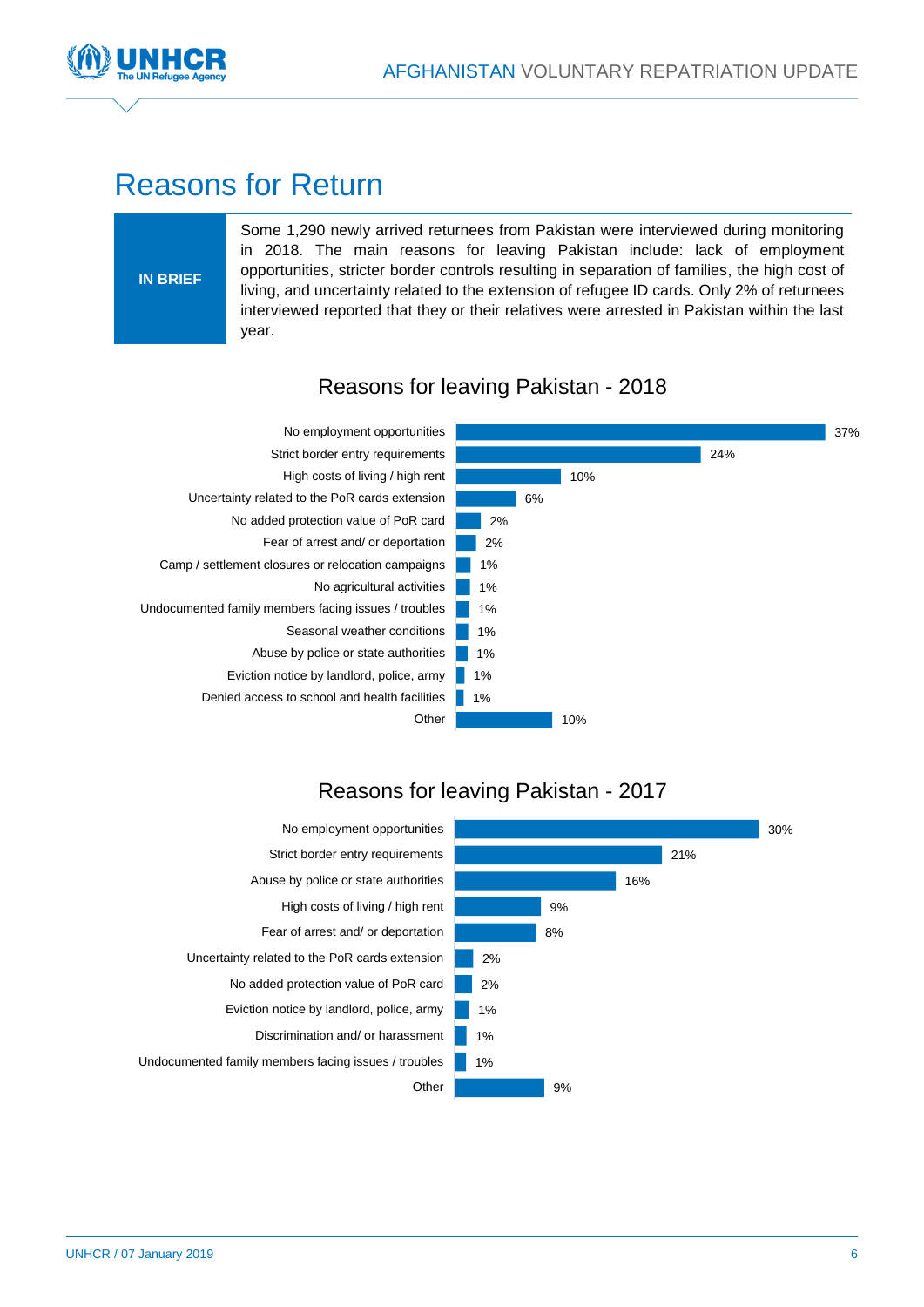# Reasons for Return

**IN BRIEF**

Some 1,290 newly arrived returnees from Pakistan were interviewed during monitoring in 2018. The main reasons for leaving Pakistan include: lack of employment opportunities, stricter border controls resulting in separation of families, the high cost of living, and uncertainty related to the extension of refugee ID cards. Only 2% of returnees interviewed reported that they or their relatives were arrested in Pakistan within the last year.

## Reasons for leaving Pakistan - 2018

| Reason | % |
|---|---|
| No employment opportunities | 37% |
| Strict border entry requirements | 24% |
| High costs of living / high rent | 10% |
| Uncertainty related to the PoR cards extension | 6% |
| No added protection value of PoR card | 2% |
| Fear of arrest and/ or deportation | 2% |
| Camp / settlement closures or relocation campaigns | 1% |
| No agricultural activities | 1% |
| Undocumented family members facing issues / troubles | 1% |
| Seasonal weather conditions | 1% |
| Abuse by police or state authorities | 1% |
| Eviction notice by landlord, police, army | 1% |
| Denied access to school and health facilities | 1% |
| Other | 10% |

## Reasons for leaving Pakistan - 2017

| Reason | % |
|---|---|
| No employment opportunities | 30% |
| Strict border entry requirements | 21% |
| Abuse by police or state authorities | 16% |
| High costs of living / high rent | 9% |
| Fear of arrest and/ or deportation | 8% |
| Uncertainty related to the PoR cards extension | 2% |
| No added protection value of PoR card | 2% |
| Eviction notice by landlord, police, army | 1% |
| Discrimination and/ or harassment | 1% |
| Undocumented family members facing issues / troubles | 1% |
| Other | 9% |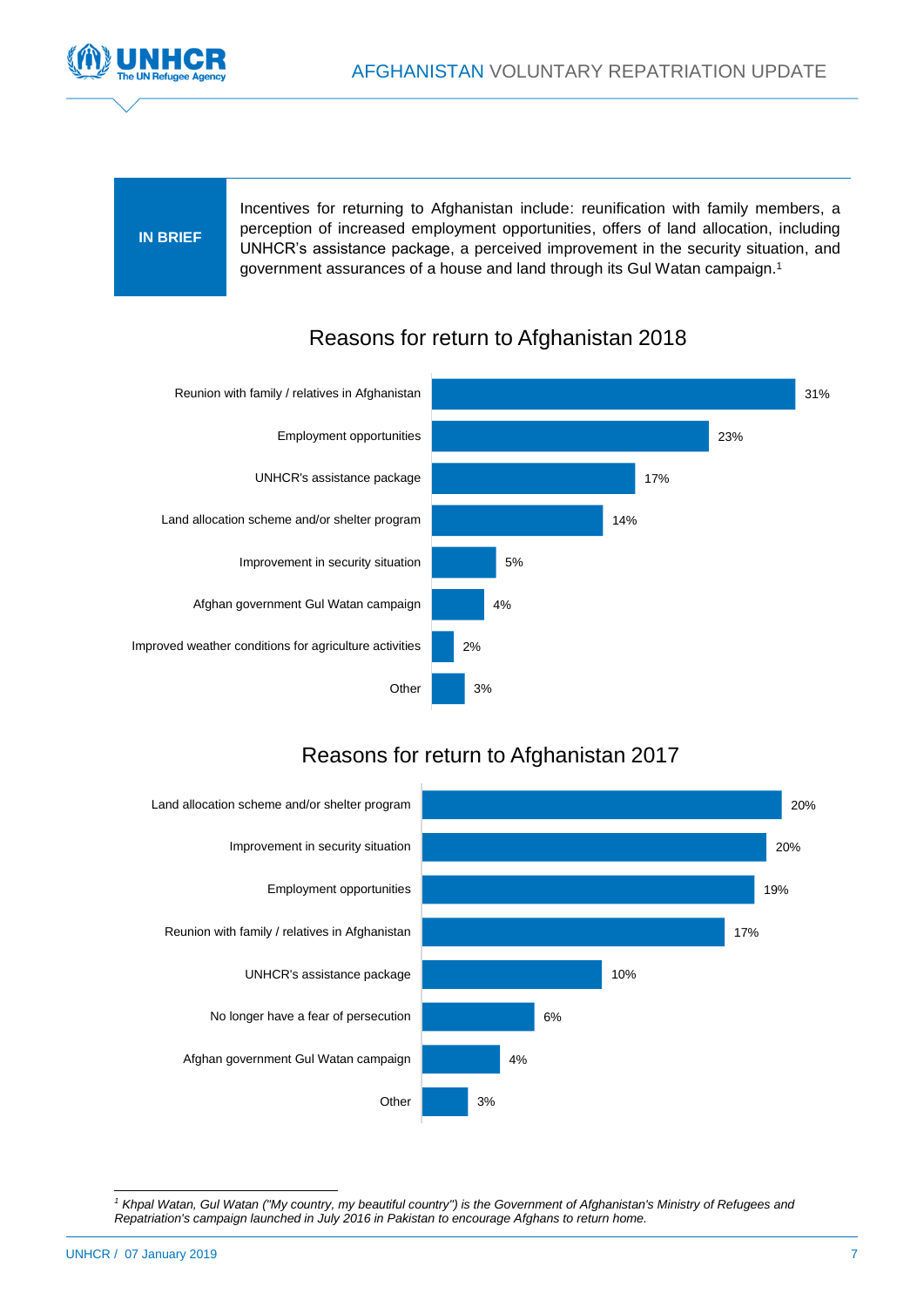**IN BRIEF**

Incentives for returning to Afghanistan include: reunification with family members, a perception of increased employment opportunities, offers of land allocation, including UNHCR's assistance package, a perceived improvement in the security situation, and government assurances of a house and land through its Gul Watan campaign.[1]

## Reasons for return to Afghanistan 2018

| Reason | Percentage |
|---|---|
| Reunion with family / relatives in Afghanistan | 31% |
| Employment opportunities | 23% |
| UNHCR's assistance package | 17% |
| Land allocation scheme and/or shelter program | 14% |
| Improvement in security situation | 5% |
| Afghan government Gul Watan campaign | 4% |
| Improved weather conditions for agriculture activities | 2% |
| Other | 3% |

## Reasons for return to Afghanistan 2017

| Reason | Percentage |
|---|---|
| Land allocation scheme and/or shelter program | 20% |
| Improvement in security situation | 20% |
| Employment opportunities | 19% |
| Reunion with family / relatives in Afghanistan | 17% |
| UNHCR's assistance package | 10% |
| No longer have a fear of persecution | 6% |
| Afghan government Gul Watan campaign | 4% |
| Other | 3% |

[1] *Khpal Watan, Gul Watan ("My country, my beautiful country") is the Government of Afghanistan's Ministry of Refugees and Repatriation's campaign launched in July 2016 in Pakistan to encourage Afghans to return home.*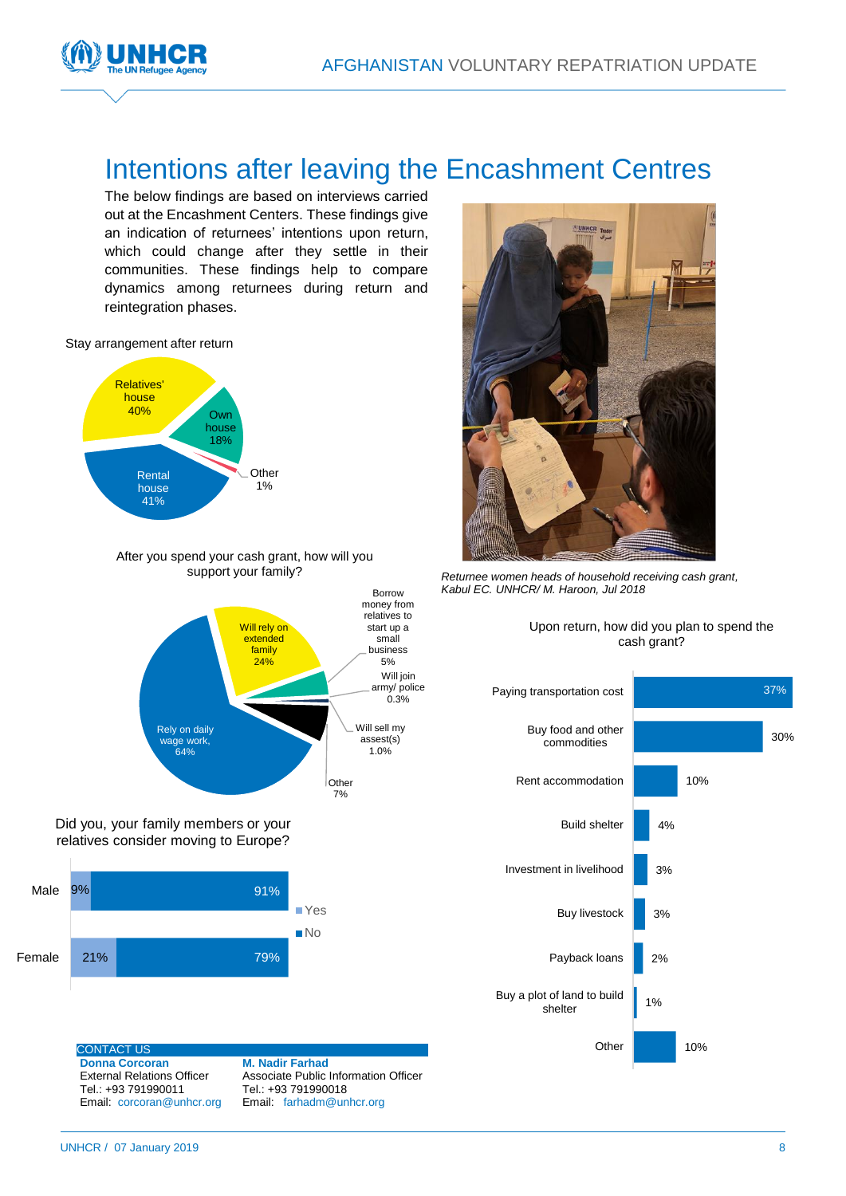# Intentions after leaving the Encashment Centres

The below findings are based on interviews carried out at the Encashment Centers. These findings give an indication of returnees' intentions upon return, which could change after they settle in their communities. These findings help to compare dynamics among returnees during return and reintegration phases.

Stay arrangement after return

Relatives' house 40%
Own house 18%
Other 1%
Rental house 41%

After you spend your cash grant, how will you support your family?

Will rely on extended family 24%
Borrow money from relatives to start up a small business 5%
Will join army/ police 0.3%
Will sell my assest(s) 1.0%
Other 7%
Rely on daily wage work, 64%

Did you, your family members or your relatives consider moving to Europe?

Male 9% 91%
Female 21% 79%
Yes
No

*Returnee women heads of household receiving cash grant, Kabul EC. UNHCR/ M. Haroon, Jul 2018*

Upon return, how did you plan to spend the cash grant?

Paying transportation cost 37%
Buy food and other commodities 30%
Rent accommodation 10%
Build shelter 4%
Investment in livelihood 3%
Buy livestock 3%
Payback loans 2%
Buy a plot of land to build shelter 1%
Other 10%

CONTACT US

**Donna Corcoran**
External Relations Officer
Tel.: +93 791990011
Email: corcoran@unhcr.org

**M. Nadir Farhad**
Associate Public Information Officer
Tel.: +93 791990018
Email: farhadm@unhcr.org